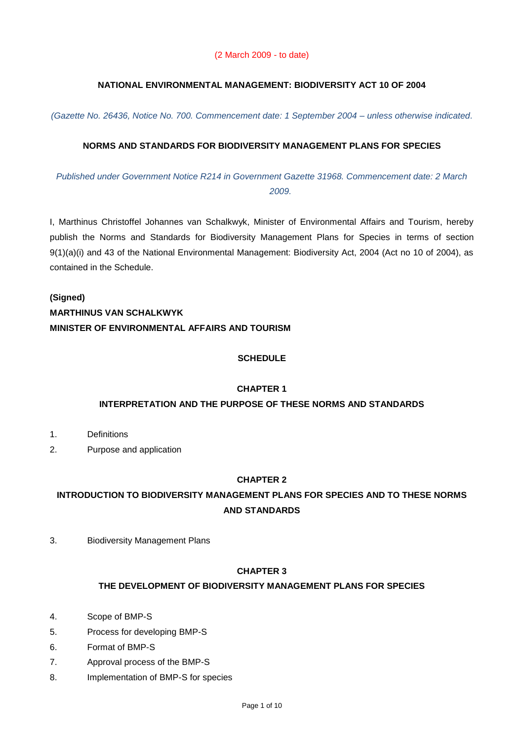(2 March 2009 - to date)

**NATIONAL ENVIRONMENTAL MANAGEMENT: BIODIVERSITY ACT 10 OF 2004**

*(Gazette No. 26436, Notice No. 700. Commencement date: 1 September 2004 – unless otherwise indicated.*

**NORMS AND STANDARDS FOR BIODIVERSITY MANAGEMENT PLANS FOR SPECIES**

*Published under Government Notice R214 in Government Gazette 31968. Commencement date: 2 March 2009.*

I, Marthinus Christoffel Johannes van Schalkwyk, Minister of Environmental Affairs and Tourism, hereby publish the Norms and Standards for Biodiversity Management Plans for Species in terms of section 9(1)(a)(i) and 43 of the National Environmental Management: Biodiversity Act, 2004 (Act no 10 of 2004), as contained in the Schedule.

**(Signed)**
**MARTHINUS VAN SCHALKWYK**
**MINISTER OF ENVIRONMENTAL AFFAIRS AND TOURISM**

**SCHEDULE**

**CHAPTER 1**

**INTERPRETATION AND THE PURPOSE OF THESE NORMS AND STANDARDS**

1. Definitions
2. Purpose and application

**CHAPTER 2**

**INTRODUCTION TO BIODIVERSITY MANAGEMENT PLANS FOR SPECIES AND TO THESE NORMS AND STANDARDS**

3. Biodiversity Management Plans

**CHAPTER 3**

**THE DEVELOPMENT OF BIODIVERSITY MANAGEMENT PLANS FOR SPECIES**

4. Scope of BMP-S
5. Process for developing BMP-S
6. Format of BMP-S
7. Approval process of the BMP-S
8. Implementation of BMP-S for species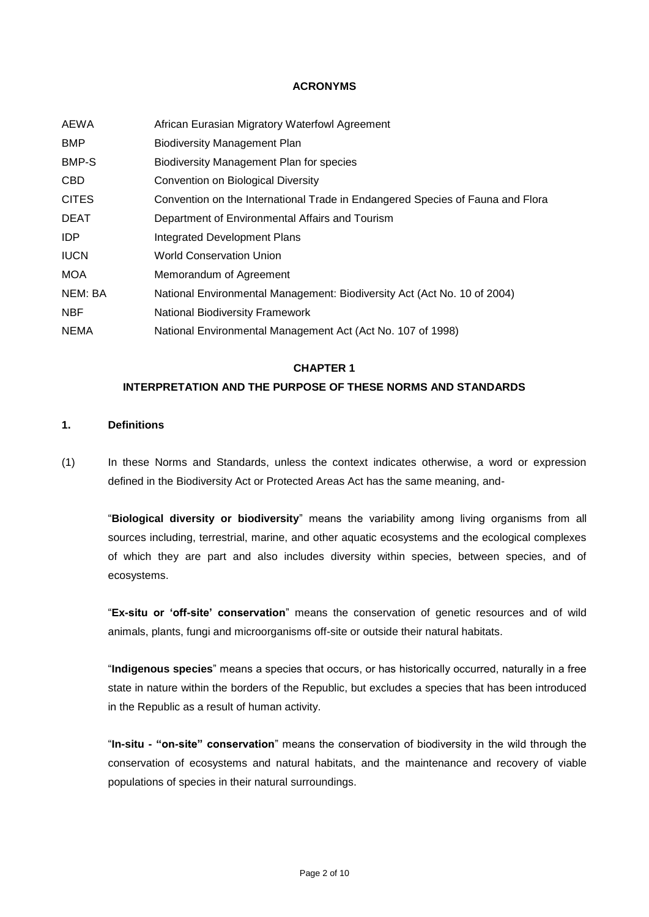**ACRONYMS**

| | |
|---|---|
| AEWA | African Eurasian Migratory Waterfowl Agreement |
| BMP | Biodiversity Management Plan |
| BMP-S | Biodiversity Management Plan for species |
| CBD | Convention on Biological Diversity |
| CITES | Convention on the International Trade in Endangered Species of Fauna and Flora |
| DEAT | Department of Environmental Affairs and Tourism |
| IDP | Integrated Development Plans |
| IUCN | World Conservation Union |
| MOA | Memorandum of Agreement |
| NEM: BA | National Environmental Management: Biodiversity Act (Act No. 10 of 2004) |
| NBF | National Biodiversity Framework |
| NEMA | National Environmental Management Act (Act No. 107 of 1998) |

## CHAPTER 1

## INTERPRETATION AND THE PURPOSE OF THESE NORMS AND STANDARDS

### 1. Definitions

(1) In these Norms and Standards, unless the context indicates otherwise, a word or expression defined in the Biodiversity Act or Protected Areas Act has the same meaning, and-

"**Biological diversity or biodiversity**" means the variability among living organisms from all sources including, terrestrial, marine, and other aquatic ecosystems and the ecological complexes of which they are part and also includes diversity within species, between species, and of ecosystems.

"**Ex-situ or 'off-site' conservation**" means the conservation of genetic resources and of wild animals, plants, fungi and microorganisms off-site or outside their natural habitats.

"**Indigenous species**" means a species that occurs, or has historically occurred, naturally in a free state in nature within the borders of the Republic, but excludes a species that has been introduced in the Republic as a result of human activity.

"**In-situ - "on-site" conservation**" means the conservation of biodiversity in the wild through the conservation of ecosystems and natural habitats, and the maintenance and recovery of viable populations of species in their natural surroundings.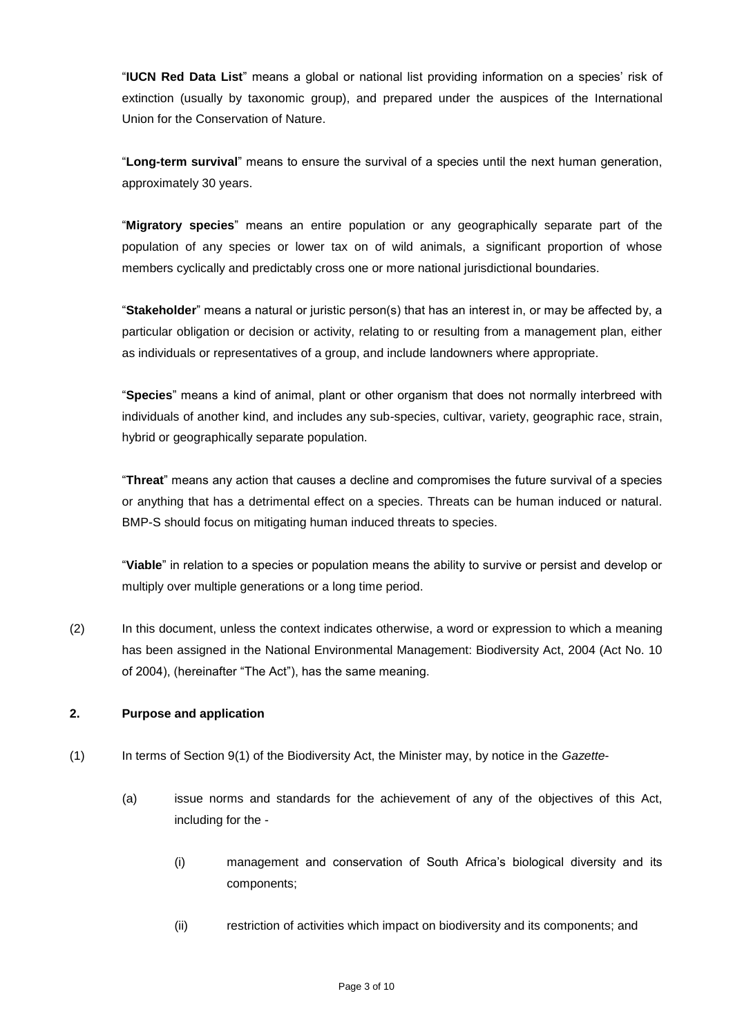"**IUCN Red Data List**" means a global or national list providing information on a species' risk of extinction (usually by taxonomic group), and prepared under the auspices of the International Union for the Conservation of Nature.

"**Long-term survival**" means to ensure the survival of a species until the next human generation, approximately 30 years.

"**Migratory species**" means an entire population or any geographically separate part of the population of any species or lower tax on of wild animals, a significant proportion of whose members cyclically and predictably cross one or more national jurisdictional boundaries.

"**Stakeholder**" means a natural or juristic person(s) that has an interest in, or may be affected by, a particular obligation or decision or activity, relating to or resulting from a management plan, either as individuals or representatives of a group, and include landowners where appropriate.

"**Species**" means a kind of animal, plant or other organism that does not normally interbreed with individuals of another kind, and includes any sub-species, cultivar, variety, geographic race, strain, hybrid or geographically separate population.

"**Threat**" means any action that causes a decline and compromises the future survival of a species or anything that has a detrimental effect on a species. Threats can be human induced or natural. BMP-S should focus on mitigating human induced threats to species.

"**Viable**" in relation to a species or population means the ability to survive or persist and develop or multiply over multiple generations or a long time period.

(2) In this document, unless the context indicates otherwise, a word or expression to which a meaning has been assigned in the National Environmental Management: Biodiversity Act, 2004 (Act No. 10 of 2004), (hereinafter "The Act"), has the same meaning.

**2. Purpose and application**

(1) In terms of Section 9(1) of the Biodiversity Act, the Minister may, by notice in the *Gazette*-

(a) issue norms and standards for the achievement of any of the objectives of this Act, including for the -

(i) management and conservation of South Africa's biological diversity and its components;

(ii) restriction of activities which impact on biodiversity and its components; and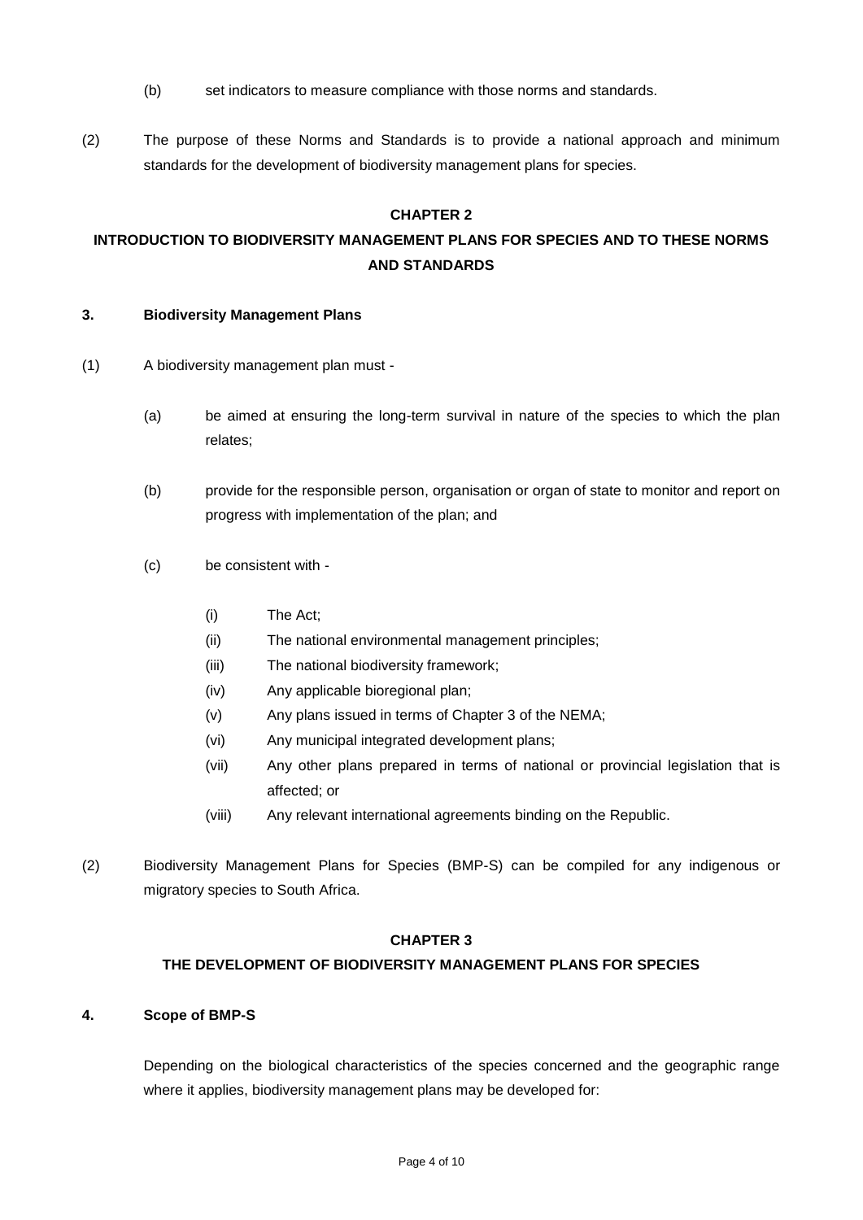(b) set indicators to measure compliance with those norms and standards.

(2) The purpose of these Norms and Standards is to provide a national approach and minimum standards for the development of biodiversity management plans for species.

## CHAPTER 2

## INTRODUCTION TO BIODIVERSITY MANAGEMENT PLANS FOR SPECIES AND TO THESE NORMS AND STANDARDS

### 3. Biodiversity Management Plans

(1) A biodiversity management plan must -

(a) be aimed at ensuring the long-term survival in nature of the species to which the plan relates;

(b) provide for the responsible person, organisation or organ of state to monitor and report on progress with implementation of the plan; and

(c) be consistent with -

(i) The Act;
(ii) The national environmental management principles;
(iii) The national biodiversity framework;
(iv) Any applicable bioregional plan;
(v) Any plans issued in terms of Chapter 3 of the NEMA;
(vi) Any municipal integrated development plans;
(vii) Any other plans prepared in terms of national or provincial legislation that is affected; or
(viii) Any relevant international agreements binding on the Republic.

(2) Biodiversity Management Plans for Species (BMP-S) can be compiled for any indigenous or migratory species to South Africa.

## CHAPTER 3

## THE DEVELOPMENT OF BIODIVERSITY MANAGEMENT PLANS FOR SPECIES

### 4. Scope of BMP-S

Depending on the biological characteristics of the species concerned and the geographic range where it applies, biodiversity management plans may be developed for: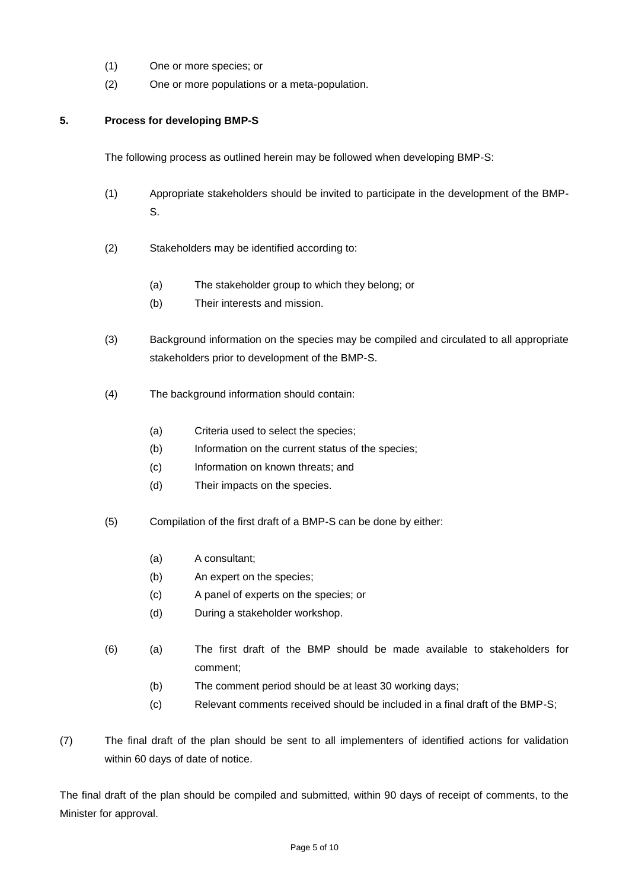(1) One or more species; or

(2) One or more populations or a meta-population.

**5. Process for developing BMP-S**

The following process as outlined herein may be followed when developing BMP-S:

(1) Appropriate stakeholders should be invited to participate in the development of the BMP-S.

(2) Stakeholders may be identified according to:

   (a) The stakeholder group to which they belong; or
   (b) Their interests and mission.

(3) Background information on the species may be compiled and circulated to all appropriate stakeholders prior to development of the BMP-S.

(4) The background information should contain:

   (a) Criteria used to select the species;
   (b) Information on the current status of the species;
   (c) Information on known threats; and
   (d) Their impacts on the species.

(5) Compilation of the first draft of a BMP-S can be done by either:

   (a) A consultant;
   (b) An expert on the species;
   (c) A panel of experts on the species; or
   (d) During a stakeholder workshop.

(6) (a) The first draft of the BMP should be made available to stakeholders for comment;
   (b) The comment period should be at least 30 working days;
   (c) Relevant comments received should be included in a final draft of the BMP-S;

(7) The final draft of the plan should be sent to all implementers of identified actions for validation within 60 days of date of notice.

The final draft of the plan should be compiled and submitted, within 90 days of receipt of comments, to the Minister for approval.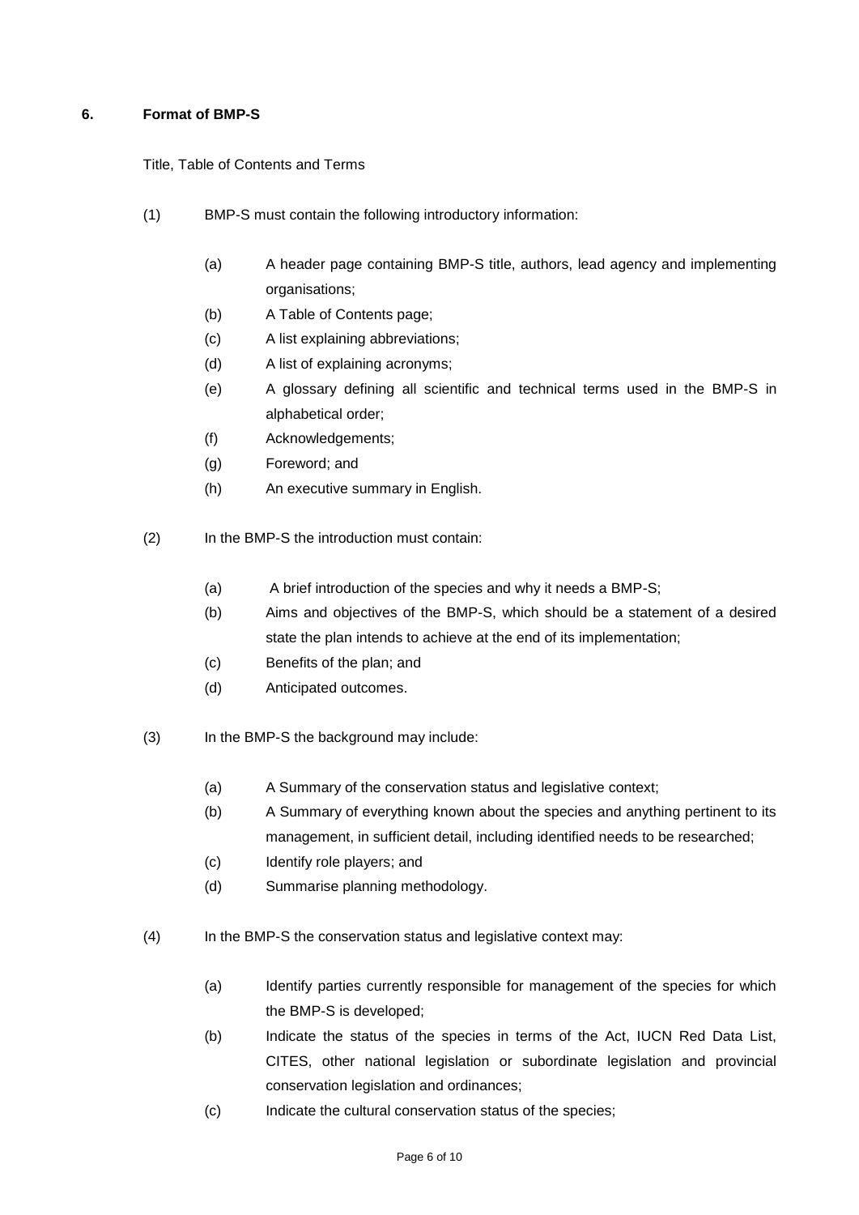## 6. Format of BMP-S

Title, Table of Contents and Terms

(1) BMP-S must contain the following introductory information:

- (a) A header page containing BMP-S title, authors, lead agency and implementing organisations;
- (b) A Table of Contents page;
- (c) A list explaining abbreviations;
- (d) A list of explaining acronyms;
- (e) A glossary defining all scientific and technical terms used in the BMP-S in alphabetical order;
- (f) Acknowledgements;
- (g) Foreword; and
- (h) An executive summary in English.

(2) In the BMP-S the introduction must contain:

- (a) A brief introduction of the species and why it needs a BMP-S;
- (b) Aims and objectives of the BMP-S, which should be a statement of a desired state the plan intends to achieve at the end of its implementation;
- (c) Benefits of the plan; and
- (d) Anticipated outcomes.

(3) In the BMP-S the background may include:

- (a) A Summary of the conservation status and legislative context;
- (b) A Summary of everything known about the species and anything pertinent to its management, in sufficient detail, including identified needs to be researched;
- (c) Identify role players; and
- (d) Summarise planning methodology.

(4) In the BMP-S the conservation status and legislative context may:

- (a) Identify parties currently responsible for management of the species for which the BMP-S is developed;
- (b) Indicate the status of the species in terms of the Act, IUCN Red Data List, CITES, other national legislation or subordinate legislation and provincial conservation legislation and ordinances;
- (c) Indicate the cultural conservation status of the species;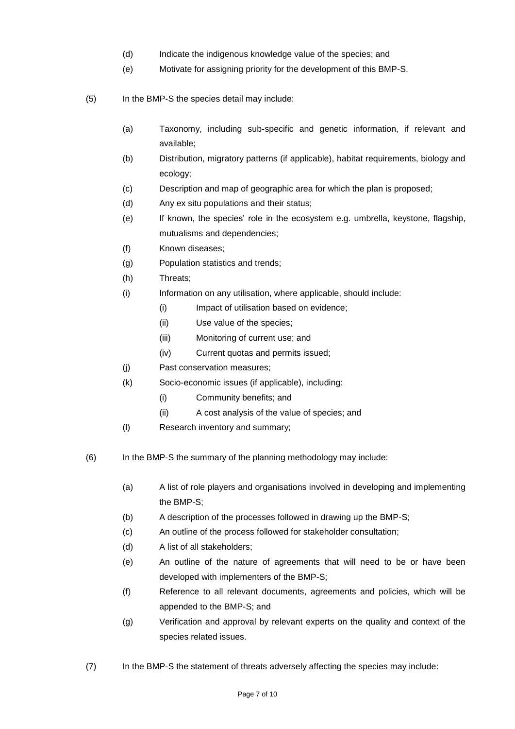(d) Indicate the indigenous knowledge value of the species; and

(e) Motivate for assigning priority for the development of this BMP-S.

(5) In the BMP-S the species detail may include:

(a) Taxonomy, including sub-specific and genetic information, if relevant and available;

(b) Distribution, migratory patterns (if applicable), habitat requirements, biology and ecology;

(c) Description and map of geographic area for which the plan is proposed;

(d) Any ex situ populations and their status;

(e) If known, the species' role in the ecosystem e.g. umbrella, keystone, flagship, mutualisms and dependencies;

(f) Known diseases;

(g) Population statistics and trends;

(h) Threats;

(i) Information on any utilisation, where applicable, should include:

  (i) Impact of utilisation based on evidence;

  (ii) Use value of the species;

  (iii) Monitoring of current use; and

  (iv) Current quotas and permits issued;

(j) Past conservation measures;

(k) Socio-economic issues (if applicable), including:

  (i) Community benefits; and

  (ii) A cost analysis of the value of species; and

(l) Research inventory and summary;

(6) In the BMP-S the summary of the planning methodology may include:

(a) A list of role players and organisations involved in developing and implementing the BMP-S;

(b) A description of the processes followed in drawing up the BMP-S;

(c) An outline of the process followed for stakeholder consultation;

(d) A list of all stakeholders;

(e) An outline of the nature of agreements that will need to be or have been developed with implementers of the BMP-S;

(f) Reference to all relevant documents, agreements and policies, which will be appended to the BMP-S; and

(g) Verification and approval by relevant experts on the quality and context of the species related issues.

(7) In the BMP-S the statement of threats adversely affecting the species may include: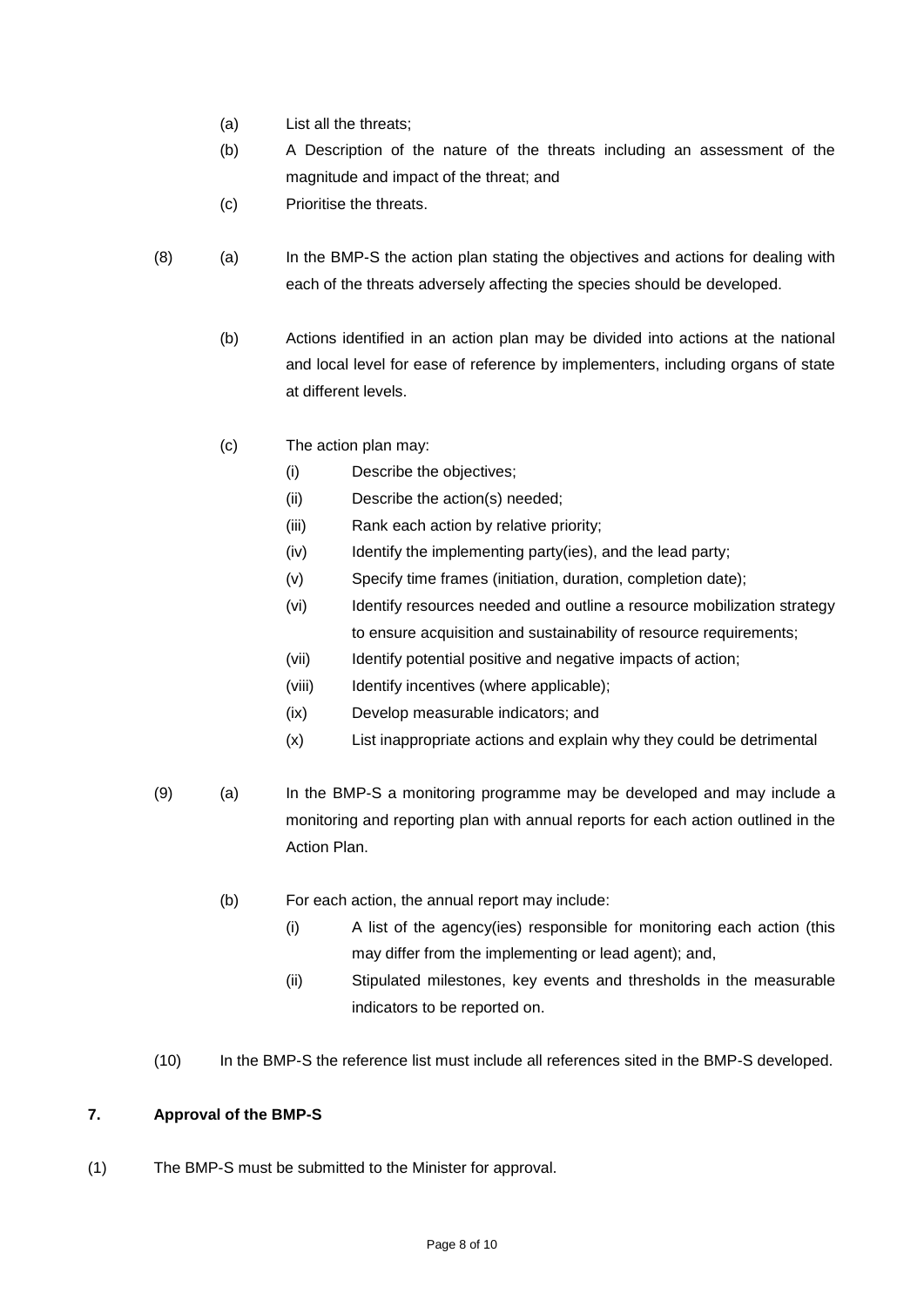(a) List all the threats;

(b) A Description of the nature of the threats including an assessment of the magnitude and impact of the threat; and

(c) Prioritise the threats.

(8) (a) In the BMP-S the action plan stating the objectives and actions for dealing with each of the threats adversely affecting the species should be developed.

(b) Actions identified in an action plan may be divided into actions at the national and local level for ease of reference by implementers, including organs of state at different levels.

(c) The action plan may:

(i) Describe the objectives;

(ii) Describe the action(s) needed;

(iii) Rank each action by relative priority;

(iv) Identify the implementing party(ies), and the lead party;

(v) Specify time frames (initiation, duration, completion date);

(vi) Identify resources needed and outline a resource mobilization strategy to ensure acquisition and sustainability of resource requirements;

(vii) Identify potential positive and negative impacts of action;

(viii) Identify incentives (where applicable);

(ix) Develop measurable indicators; and

(x) List inappropriate actions and explain why they could be detrimental

(9) (a) In the BMP-S a monitoring programme may be developed and may include a monitoring and reporting plan with annual reports for each action outlined in the Action Plan.

(b) For each action, the annual report may include:

(i) A list of the agency(ies) responsible for monitoring each action (this may differ from the implementing or lead agent); and,

(ii) Stipulated milestones, key events and thresholds in the measurable indicators to be reported on.

(10) In the BMP-S the reference list must include all references sited in the BMP-S developed.

## 7. Approval of the BMP-S

(1) The BMP-S must be submitted to the Minister for approval.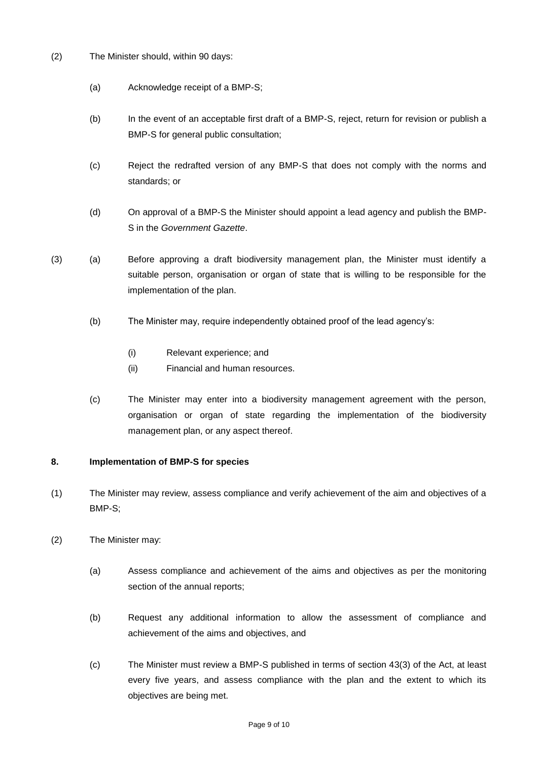(2) The Minister should, within 90 days:

(a) Acknowledge receipt of a BMP-S;

(b) In the event of an acceptable first draft of a BMP-S, reject, return for revision or publish a BMP-S for general public consultation;

(c) Reject the redrafted version of any BMP-S that does not comply with the norms and standards; or

(d) On approval of a BMP-S the Minister should appoint a lead agency and publish the BMP-S in the *Government Gazette*.

(3) (a) Before approving a draft biodiversity management plan, the Minister must identify a suitable person, organisation or organ of state that is willing to be responsible for the implementation of the plan.

(b) The Minister may, require independently obtained proof of the lead agency's:

(i) Relevant experience; and
(ii) Financial and human resources.

(c) The Minister may enter into a biodiversity management agreement with the person, organisation or organ of state regarding the implementation of the biodiversity management plan, or any aspect thereof.

## 8. Implementation of BMP-S for species

(1) The Minister may review, assess compliance and verify achievement of the aim and objectives of a BMP-S;

(2) The Minister may:

(a) Assess compliance and achievement of the aims and objectives as per the monitoring section of the annual reports;

(b) Request any additional information to allow the assessment of compliance and achievement of the aims and objectives, and

(c) The Minister must review a BMP-S published in terms of section 43(3) of the Act, at least every five years, and assess compliance with the plan and the extent to which its objectives are being met.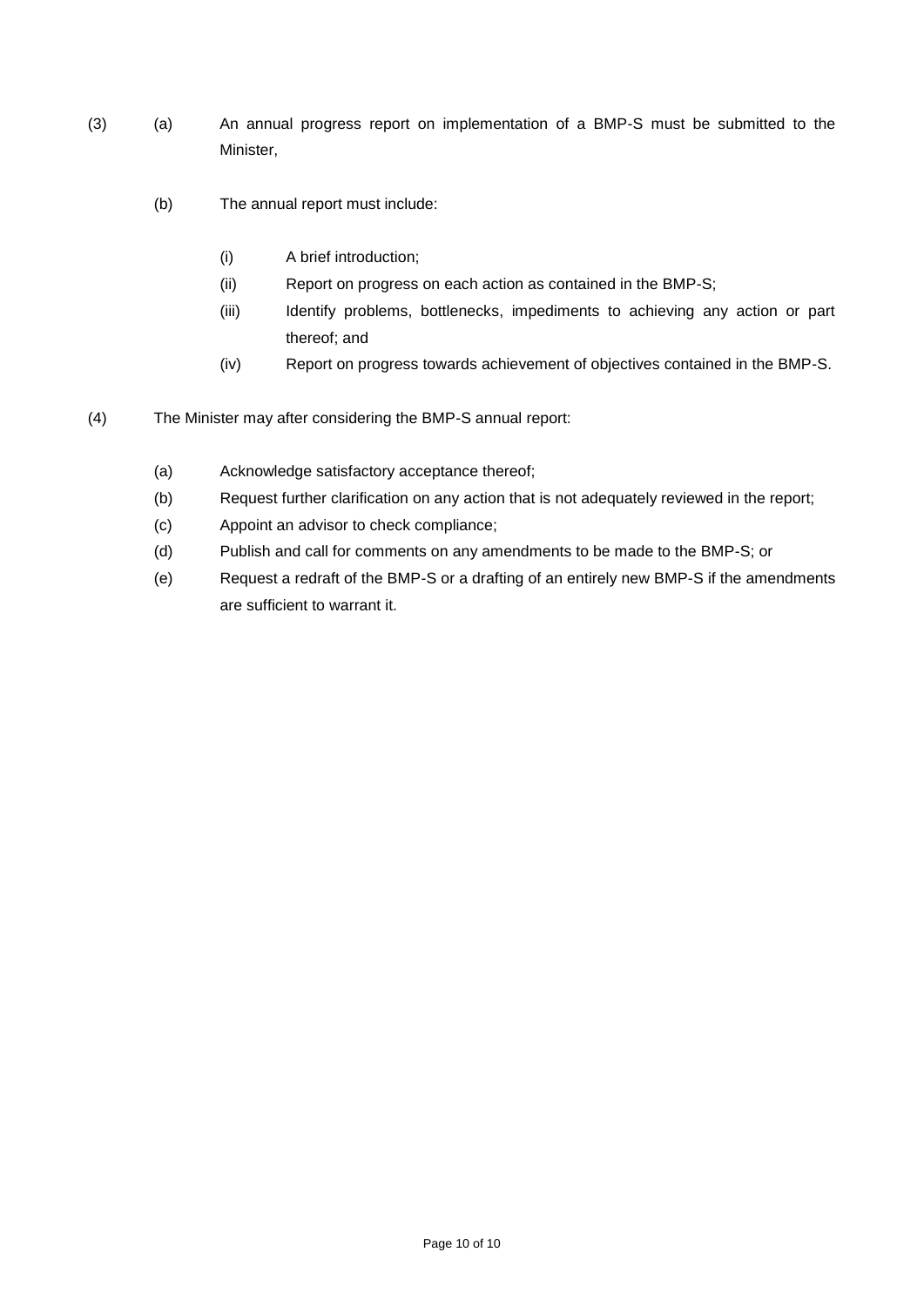(3) (a) An annual progress report on implementation of a BMP-S must be submitted to the Minister,

(b) The annual report must include:

(i) A brief introduction;

(ii) Report on progress on each action as contained in the BMP-S;

(iii) Identify problems, bottlenecks, impediments to achieving any action or part thereof; and

(iv) Report on progress towards achievement of objectives contained in the BMP-S.

(4) The Minister may after considering the BMP-S annual report:

(a) Acknowledge satisfactory acceptance thereof;

(b) Request further clarification on any action that is not adequately reviewed in the report;

(c) Appoint an advisor to check compliance;

(d) Publish and call for comments on any amendments to be made to the BMP-S; or

(e) Request a redraft of the BMP-S or a drafting of an entirely new BMP-S if the amendments are sufficient to warrant it.